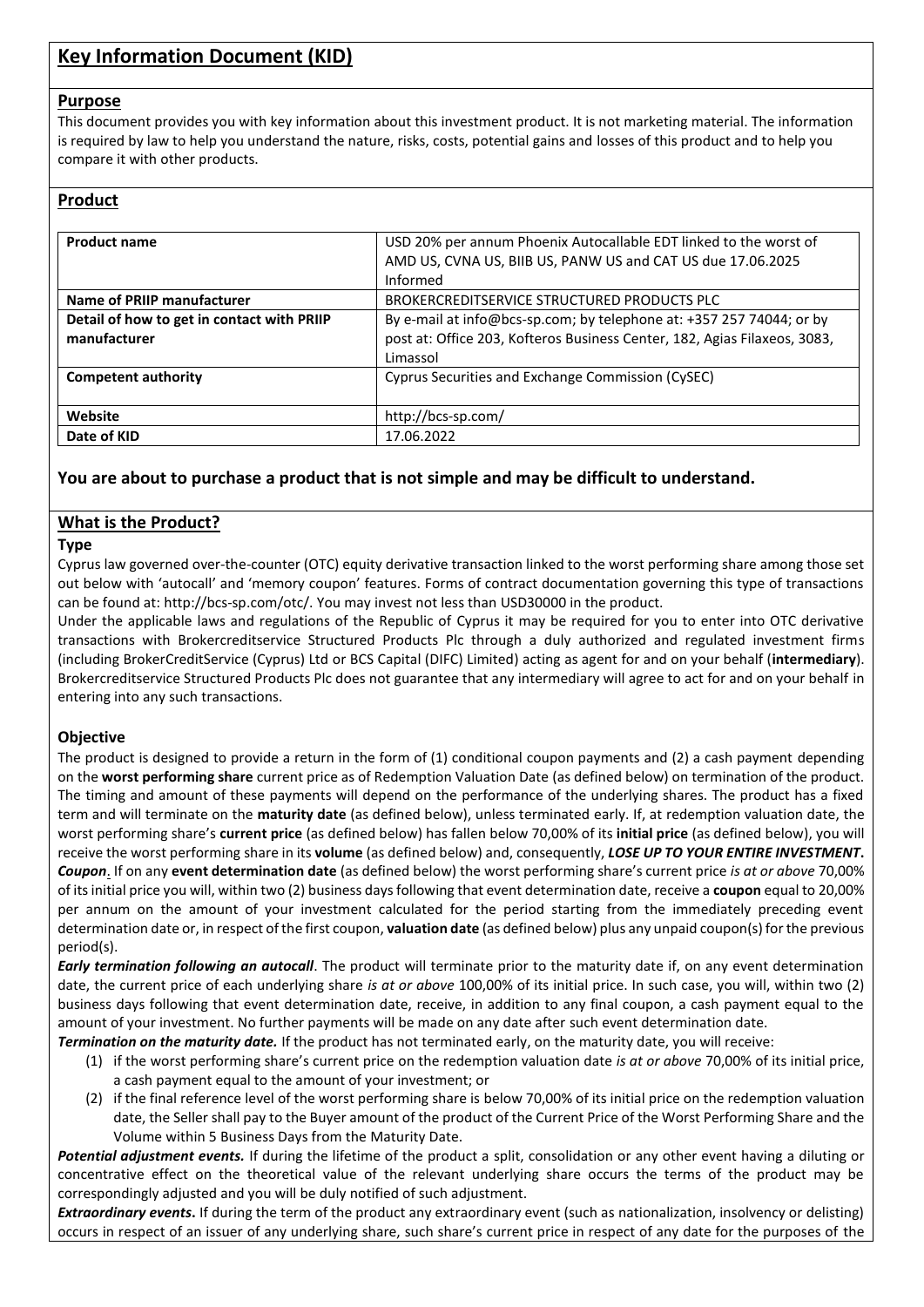# Key Information Document (KID)

## Purpose

This document provides you with key information about this investment product. It is not marketing material. The information is required by law to help you understand the nature, risks, costs, potential gains and losses of this product and to help you compare it with other products.

## Product

| **Product name** | USD 20% per annum Phoenix Autocallable EDT linked to the worst of AMD US, CVNA US, BIIB US, PANW US and CAT US due 17.06.2025 Informed |
|---|---|
| **Name of PRIIP manufacturer** | BROKERCREDITSERVICE STRUCTURED PRODUCTS PLC |
| **Detail of how to get in contact with PRIIP manufacturer** | By e-mail at info@bcs-sp.com; by telephone at: +357 257 74044; or by post at: Office 203, Kofteros Business Center, 182, Agias Filaxeos, 3083, Limassol |
| **Competent authority** | Cyprus Securities and Exchange Commission (CySEC) |
| **Website** | http://bcs-sp.com/ |
| **Date of KID** | 17.06.2022 |

### You are about to purchase a product that is not simple and may be difficult to understand.

## What is the Product?

**Type**

Cyprus law governed over-the-counter (OTC) equity derivative transaction linked to the worst performing share among those set out below with 'autocall' and 'memory coupon' features. Forms of contract documentation governing this type of transactions can be found at: http://bcs-sp.com/otc/. You may invest not less than USD30000 in the product.

Under the applicable laws and regulations of the Republic of Cyprus it may be required for you to enter into OTC derivative transactions with Brokercreditservice Structured Products Plc through a duly authorized and regulated investment firms (including BrokerCreditService (Cyprus) Ltd or BCS Capital (DIFC) Limited) acting as agent for and on your behalf (**intermediary**). Brokercreditservice Structured Products Plc does not guarantee that any intermediary will agree to act for and on your behalf in entering into any such transactions.

**Objective**

The product is designed to provide a return in the form of (1) conditional coupon payments and (2) a cash payment depending on the **worst performing share** current price as of Redemption Valuation Date (as defined below) on termination of the product. The timing and amount of these payments will depend on the performance of the underlying shares. The product has a fixed term and will terminate on the **maturity date** (as defined below), unless terminated early. If, at redemption valuation date, the worst performing share's **current price** (as defined below) has fallen below 70,00% of its **initial price** (as defined below), you will receive the worst performing share in its **volume** (as defined below) and, consequently, ***LOSE UP TO YOUR ENTIRE INVESTMENT***.

***Coupon***. If on any **event determination date** (as defined below) the worst performing share's current price *is at or above* 70,00% of its initial price you will, within two (2) business days following that event determination date, receive a **coupon** equal to 20,00% per annum on the amount of your investment calculated for the period starting from the immediately preceding event determination date or, in respect of the first coupon, **valuation date** (as defined below) plus any unpaid coupon(s) for the previous period(s).

***Early termination following an autocall***. The product will terminate prior to the maturity date if, on any event determination date, the current price of each underlying share *is at or above* 100,00% of its initial price. In such case, you will, within two (2) business days following that event determination date, receive, in addition to any final coupon, a cash payment equal to the amount of your investment. No further payments will be made on any date after such event determination date.

***Termination on the maturity date.*** If the product has not terminated early, on the maturity date, you will receive:

1. if the worst performing share's current price on the redemption valuation date *is at or above* 70,00% of its initial price, a cash payment equal to the amount of your investment; or
2. if the final reference level of the worst performing share is below 70,00% of its initial price on the redemption valuation date, the Seller shall pay to the Buyer amount of the product of the Current Price of the Worst Performing Share and the Volume within 5 Business Days from the Maturity Date.

***Potential adjustment events.*** If during the lifetime of the product a split, consolidation or any other event having a diluting or concentrative effect on the theoretical value of the relevant underlying share occurs the terms of the product may be correspondingly adjusted and you will be duly notified of such adjustment.

***Extraordinary events***. If during the term of the product any extraordinary event (such as nationalization, insolvency or delisting) occurs in respect of an issuer of any underlying share, such share's current price in respect of any date for the purposes of the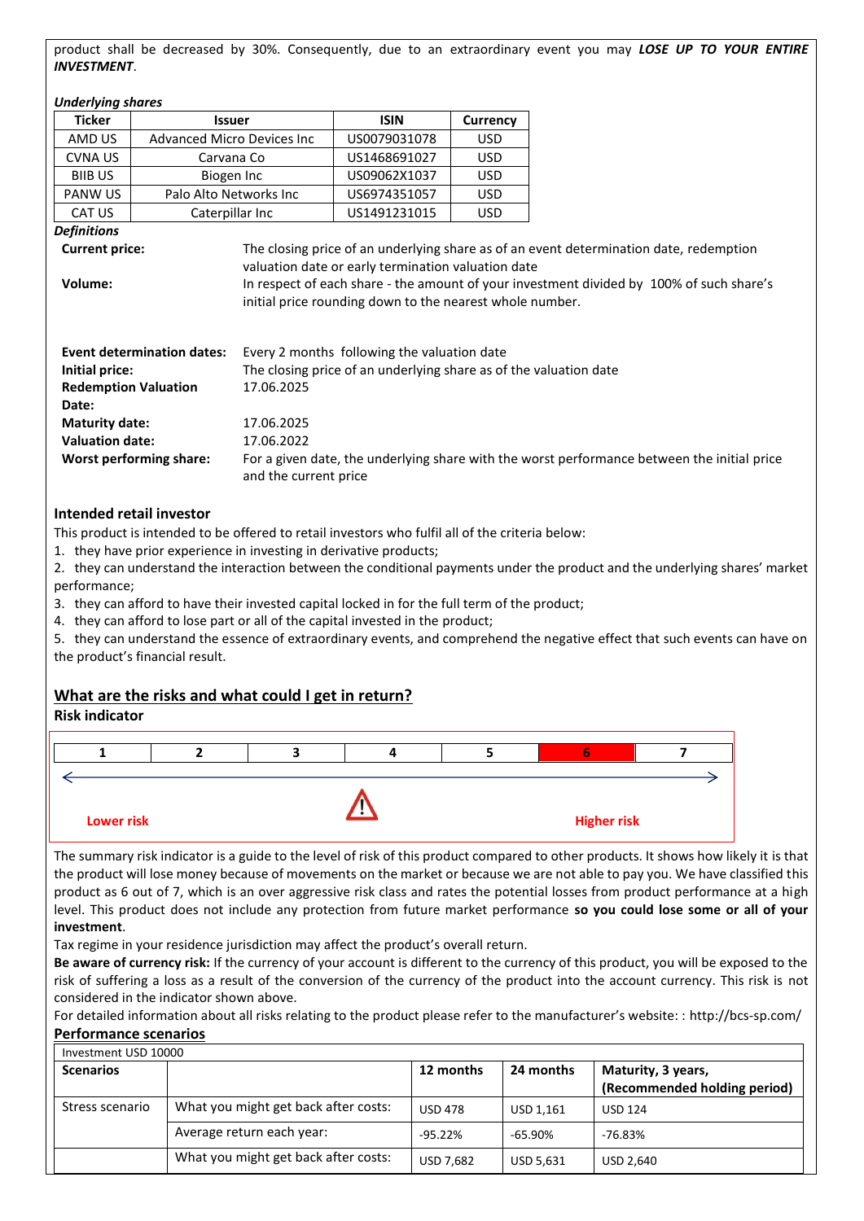product shall be decreased by 30%. Consequently, due to an extraordinary event you may ***LOSE UP TO YOUR ENTIRE INVESTMENT***.

***Underlying shares***

| Ticker | Issuer | ISIN | Currency |
|---|---|---|---|
| AMD US | Advanced Micro Devices Inc | US0079031078 | USD |
| CVNA US | Carvana Co | US1468691027 | USD |
| BIIB US | Biogen Inc | US09062X1037 | USD |
| PANW US | Palo Alto Networks Inc | US6974351057 | USD |
| CAT US | Caterpillar Inc | US1491231015 | USD |

***Definitions***

**Current price:** The closing price of an underlying share as of an event determination date, redemption valuation date or early termination valuation date

**Volume:** In respect of each share - the amount of your investment divided by 100% of such share's initial price rounding down to the nearest whole number.

**Event determination dates:** Every 2 months following the valuation date

**Initial price:** The closing price of an underlying share as of the valuation date

**Redemption Valuation Date:** 17.06.2025

**Maturity date:** 17.06.2025

**Valuation date:** 17.06.2022

**Worst performing share:** For a given date, the underlying share with the worst performance between the initial price and the current price

## Intended retail investor

This product is intended to be offered to retail investors who fulfil all of the criteria below:

1. they have prior experience in investing in derivative products;
2. they can understand the interaction between the conditional payments under the product and the underlying shares' market performance;
3. they can afford to have their invested capital locked in for the full term of the product;
4. they can afford to lose part or all of the capital invested in the product;
5. they can understand the essence of extraordinary events, and comprehend the negative effect that such events can have on the product's financial result.

## What are the risks and what could I get in return?

**Risk indicator**

| 1 | 2 | 3 | 4 | 5 | **6** | 7 |
|---|---|---|---|---|---|---|

Lower risk ← → Higher risk

The summary risk indicator is a guide to the level of risk of this product compared to other products. It shows how likely it is that the product will lose money because of movements on the market or because we are not able to pay you. We have classified this product as 6 out of 7, which is an over aggressive risk class and rates the potential losses from product performance at a high level. This product does not include any protection from future market performance **so you could lose some or all of your investment**.

Tax regime in your residence jurisdiction may affect the product's overall return.

**Be aware of currency risk:** If the currency of your account is different to the currency of this product, you will be exposed to the risk of suffering a loss as a result of the conversion of the currency of the product into the account currency. This risk is not considered in the indicator shown above.

For detailed information about all risks relating to the product please refer to the manufacturer's website: : http://bcs-sp.com/

**Performance scenarios**

| Investment USD 10000 | | | | |
|---|---|---|---|---|
| **Scenarios** | | **12 months** | **24 months** | **Maturity, 3 years, (Recommended holding period)** |
| Stress scenario | What you might get back after costs: | USD 478 | USD 1,161 | USD 124 |
| | Average return each year: | -95.22% | -65.90% | -76.83% |
| | What you might get back after costs: | USD 7,682 | USD 5,631 | USD 2,640 |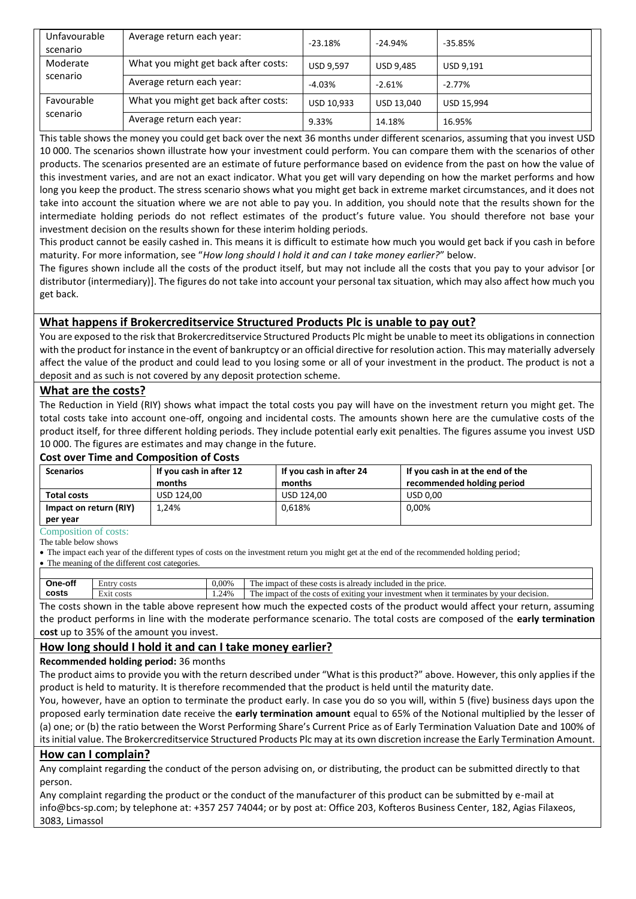| | | | | |
|---|---|---|---|---|
| Unfavourable scenario | Average return each year: | -23.18% | -24.94% | -35.85% |
| Moderate scenario | What you might get back after costs: | USD 9,597 | USD 9,485 | USD 9,191 |
| | Average return each year: | -4.03% | -2.61% | -2.77% |
| Favourable scenario | What you might get back after costs: | USD 10,933 | USD 13,040 | USD 15,994 |
| | Average return each year: | 9.33% | 14.18% | 16.95% |

This table shows the money you could get back over the next 36 months under different scenarios, assuming that you invest USD 10 000. The scenarios shown illustrate how your investment could perform. You can compare them with the scenarios of other products. The scenarios presented are an estimate of future performance based on evidence from the past on how the value of this investment varies, and are not an exact indicator. What you get will vary depending on how the market performs and how long you keep the product. The stress scenario shows what you might get back in extreme market circumstances, and it does not take into account the situation where we are not able to pay you. In addition, you should note that the results shown for the intermediate holding periods do not reflect estimates of the product's future value. You should therefore not base your investment decision on the results shown for these interim holding periods.

This product cannot be easily cashed in. This means it is difficult to estimate how much you would get back if you cash in before maturity. For more information, see "*How long should I hold it and can I take money earlier?*" below.

The figures shown include all the costs of the product itself, but may not include all the costs that you pay to your advisor [or distributor (intermediary)]. The figures do not take into account your personal tax situation, which may also affect how much you get back.

## What happens if Brokercreditservice Structured Products Plc is unable to pay out?

You are exposed to the risk that Brokercreditservice Structured Products Plc might be unable to meet its obligations in connection with the product for instance in the event of bankruptcy or an official directive for resolution action. This may materially adversely affect the value of the product and could lead to you losing some or all of your investment in the product. The product is not a deposit and as such is not covered by any deposit protection scheme.

## What are the costs?

The Reduction in Yield (RIY) shows what impact the total costs you pay will have on the investment return you might get. The total costs take into account one-off, ongoing and incidental costs. The amounts shown here are the cumulative costs of the product itself, for three different holding periods. They include potential early exit penalties. The figures assume you invest USD 10 000. The figures are estimates and may change in the future.

### Cost over Time and Composition of Costs

| Scenarios | If you cash in after 12 months | If you cash in after 24 months | If you cash in at the end of the recommended holding period |
|---|---|---|---|
| **Total costs** | USD 124,00 | USD 124,00 | USD 0,00 |
| **Impact on return (RIY) per year** | 1,24% | 0,618% | 0,00% |

Composition of costs:

The table below shows

- The impact each year of the different types of costs on the investment return you might get at the end of the recommended holding period;
- The meaning of the different cost categories.

| | | | |
|---|---|---|---|
| **One-off costs** | Entry costs | 0,00% | The impact of these costs is already included in the price. |
| | Exit costs | 1.24% | The impact of the costs of exiting your investment when it terminates by your decision. |

The costs shown in the table above represent how much the expected costs of the product would affect your return, assuming the product performs in line with the moderate performance scenario. The total costs are composed of the **early termination cost** up to 35% of the amount you invest.

## How long should I hold it and can I take money earlier?

**Recommended holding period:** 36 months

The product aims to provide you with the return described under "What is this product?" above. However, this only applies if the product is held to maturity. It is therefore recommended that the product is held until the maturity date.

You, however, have an option to terminate the product early. In case you do so you will, within 5 (five) business days upon the proposed early termination date receive the **early termination amount** equal to 65% of the Notional multiplied by the lesser of (a) one; or (b) the ratio between the Worst Performing Share's Current Price as of Early Termination Valuation Date and 100% of its initial value. The Brokercreditservice Structured Products Plc may at its own discretion increase the Early Termination Amount.

## How can I complain?

Any complaint regarding the conduct of the person advising on, or distributing, the product can be submitted directly to that person.

Any complaint regarding the product or the conduct of the manufacturer of this product can be submitted by e-mail at info@bcs-sp.com; by telephone at: +357 257 74044; or by post at: Office 203, Kofteros Business Center, 182, Agias Filaxeos, 3083, Limassol